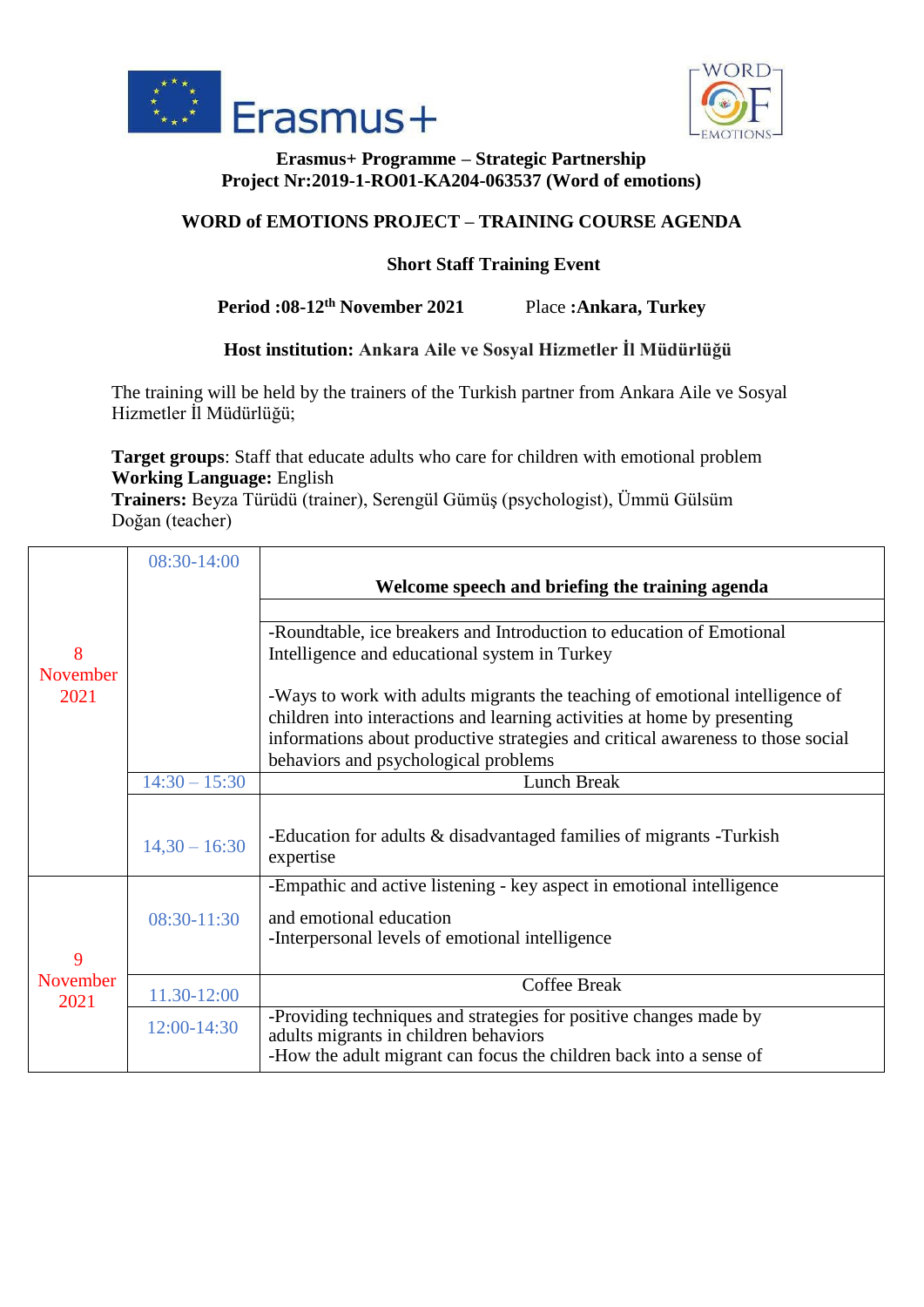**Erasmus+ Programme – Strategic Partnership**
**Project Nr:2019-1-RO01-KA204-063537 (Word of emotions)**

## WORD of EMOTIONS PROJECT – TRAINING COURSE AGENDA

### Short Staff Training Event

**Period :08-12th November 2021** Place **:Ankara, Turkey**

**Host institution: Ankara Aile ve Sosyal Hizmetler İl Müdürlüğü**

The training will be held by the trainers of the Turkish partner from Ankara Aile ve Sosyal Hizmetler İl Müdürlüğü;

**Target groups**: Staff that educate adults who care for children with emotional problem
**Working Language:** English
**Trainers:** Beyza Türüdü (trainer), Serengül Gümüş (psychologist), Ümmü Gülsüm Doğan (teacher)

| Date | Time | Activity |
|---|---|---|
| 8 November 2021 | 08:30-14:00 | **Welcome speech and briefing the training agenda** |
| | | |
| | | -Roundtable, ice breakers and Introduction to education of Emotional Intelligence and educational system in Turkey<br><br>-Ways to work with adults migrants the teaching of emotional intelligence of children into interactions and learning activities at home by presenting informations about productive strategies and critical awareness to those social behaviors and psychological problems |
| | 14:30 – 15:30 | Lunch Break |
| | 14,30 – 16:30 | -Education for adults & disadvantaged families of migrants -Turkish expertise |
| 9 November 2021 | 08:30-11:30 | -Empathic and active listening - key aspect in emotional intelligence<br><br>and emotional education<br>-Interpersonal levels of emotional intelligence |
| | 11.30-12:00 | Coffee Break |
| | 12:00-14:30 | -Providing techniques and strategies for positive changes made by adults migrants in children behaviors<br>-How the adult migrant can focus the children back into a sense of |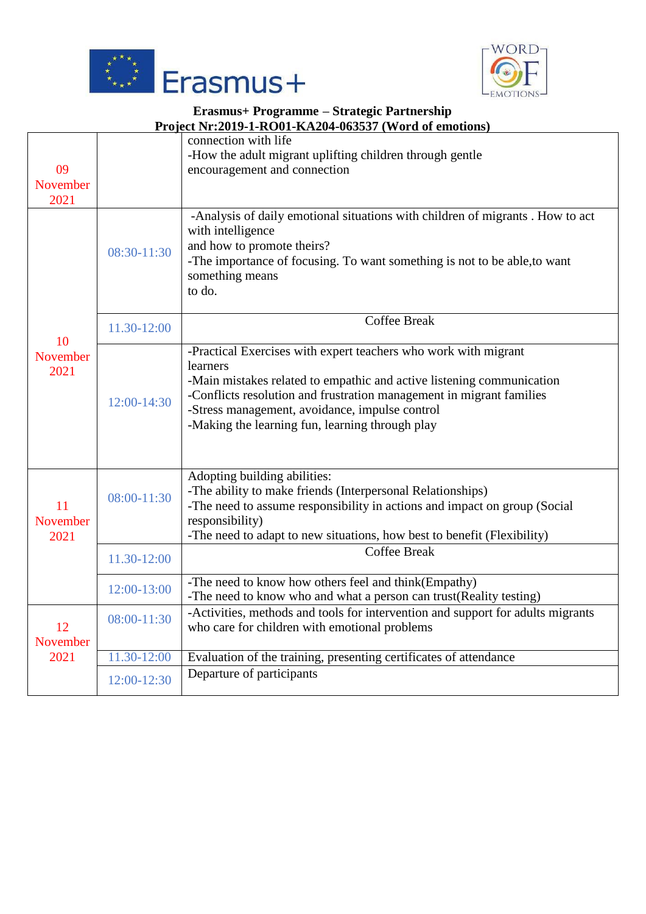**Erasmus+ Programme – Strategic Partnership**
**Project Nr:2019-1-RO01-KA204-063537 (Word of emotions)**

| | | |
|---|---|---|
| 09 November 2021 | | connection with life<br>-How the adult migrant uplifting children through gentle encouragement and connection |
| 10 November 2021 | 08:30-11:30 | -Analysis of daily emotional situations with children of migrants . How to act with intelligence<br>and how to promote theirs?<br>-The importance of focusing. To want something is not to be able,to want something means<br>to do. |
| | 11.30-12:00 | Coffee Break |
| | 12:00-14:30 | -Practical Exercises with expert teachers who work with migrant learners<br>-Main mistakes related to empathic and active listening communication<br>-Conflicts resolution and frustration management in migrant families<br>-Stress management, avoidance, impulse control<br>-Making the learning fun, learning through play |
| 11 November 2021 | 08:00-11:30 | Adopting building abilities:<br>-The ability to make friends (Interpersonal Relationships)<br>-The need to assume responsibility in actions and impact on group (Social responsibility)<br>-The need to adapt to new situations, how best to benefit (Flexibility) |
| | 11.30-12:00 | Coffee Break |
| | 12:00-13:00 | -The need to know how others feel and think(Empathy)<br>-The need to know who and what a person can trust(Reality testing) |
| 12 November 2021 | 08:00-11:30 | -Activities, methods and tools for intervention and support for adults migrants who care for children with emotional problems |
| | 11.30-12:00 | Evaluation of the training, presenting certificates of attendance |
| | 12:00-12:30 | Departure of participants |